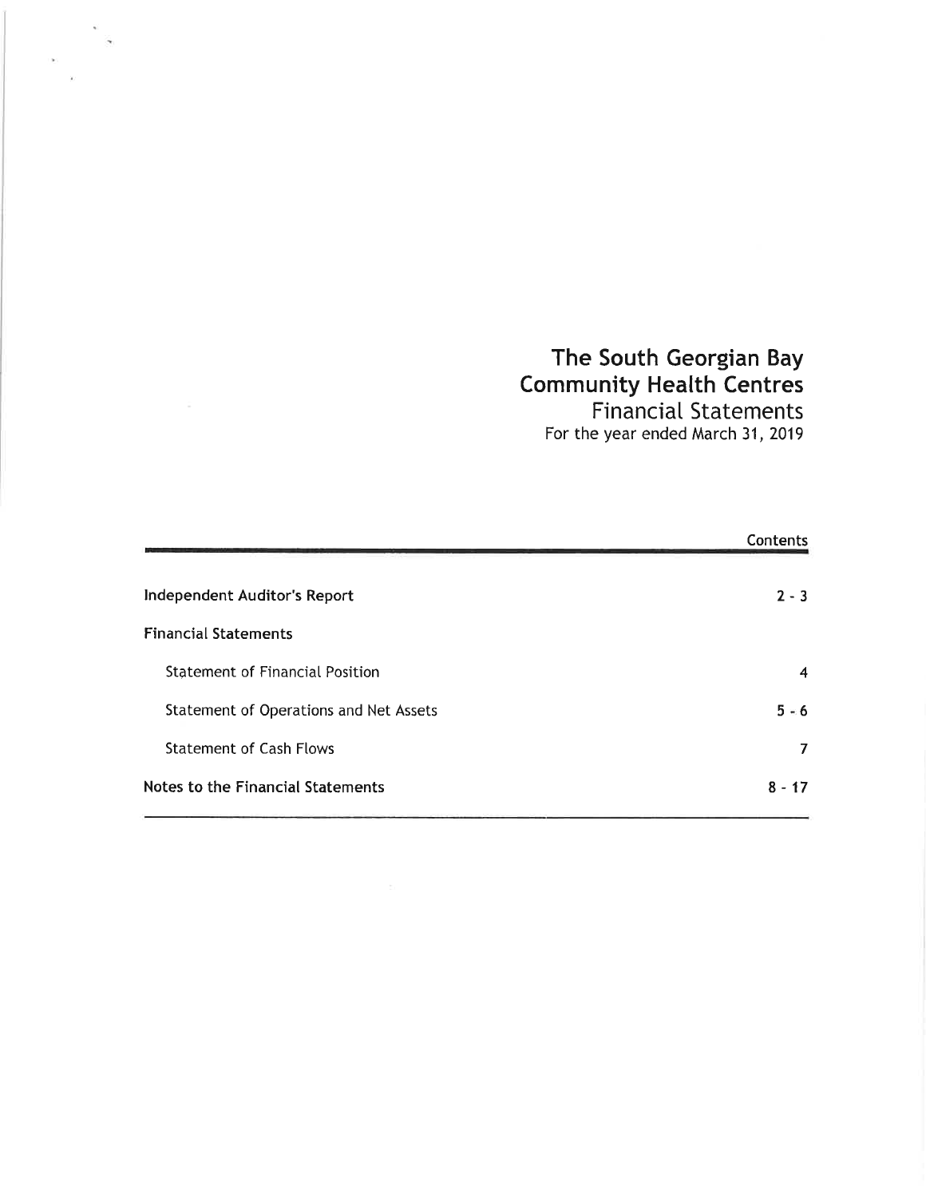# The South Georgian Bay Community Health Centres

## Financial Statements

For the year ended March 31, 2019

| | Contents |
|---|---|
| **Independent Auditor's Report** | **2 - 3** |
| **Financial Statements** | |
| Statement of Financial Position | 4 |
| Statement of Operations and Net Assets | 5 - 6 |
| Statement of Cash Flows | 7 |
| **Notes to the Financial Statements** | **8 - 17** |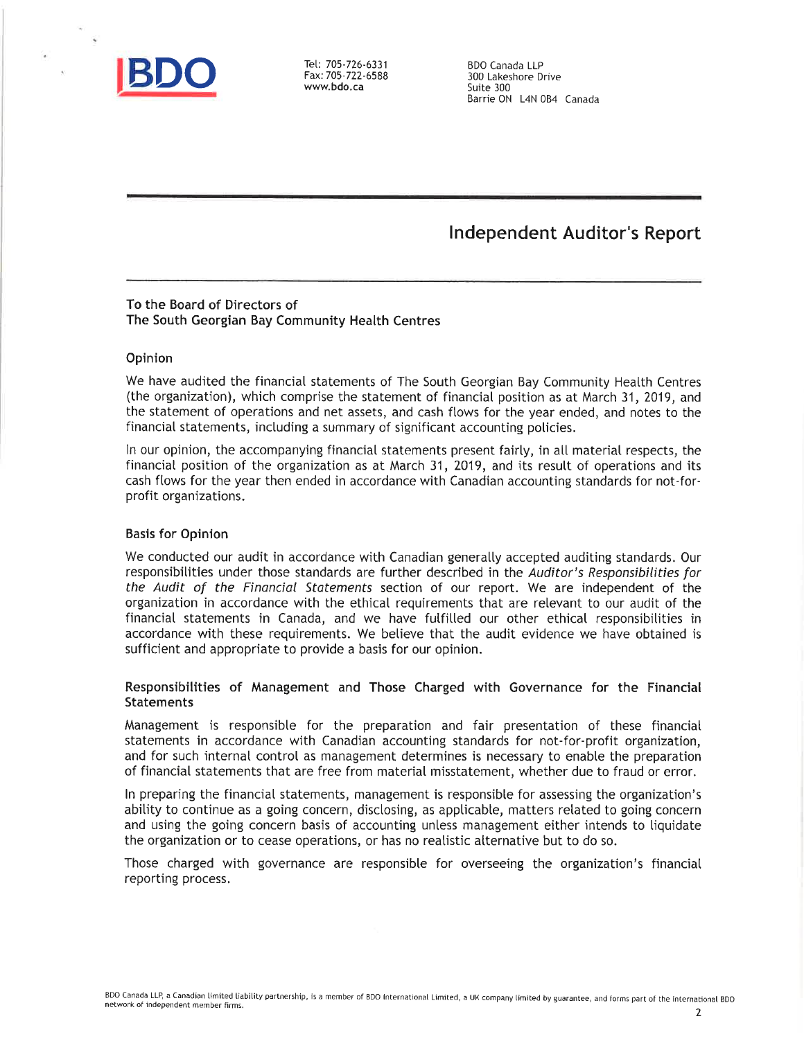BDO

Tel: 705-726-6331
Fax: 705-722-6588
www.bdo.ca

BDO Canada LLP
300 Lakeshore Drive
Suite 300
Barrie ON L4N 0B4 Canada

# Independent Auditor's Report

To the Board of Directors of
The South Georgian Bay Community Health Centres

## Opinion

We have audited the financial statements of The South Georgian Bay Community Health Centres (the organization), which comprise the statement of financial position as at March 31, 2019, and the statement of operations and net assets, and cash flows for the year ended, and notes to the financial statements, including a summary of significant accounting policies.

In our opinion, the accompanying financial statements present fairly, in all material respects, the financial position of the organization as at March 31, 2019, and its result of operations and its cash flows for the year then ended in accordance with Canadian accounting standards for not-for-profit organizations.

## Basis for Opinion

We conducted our audit in accordance with Canadian generally accepted auditing standards. Our responsibilities under those standards are further described in the *Auditor's Responsibilities for the Audit of the Financial Statements* section of our report. We are independent of the organization in accordance with the ethical requirements that are relevant to our audit of the financial statements in Canada, and we have fulfilled our other ethical responsibilities in accordance with these requirements. We believe that the audit evidence we have obtained is sufficient and appropriate to provide a basis for our opinion.

## Responsibilities of Management and Those Charged with Governance for the Financial Statements

Management is responsible for the preparation and fair presentation of these financial statements in accordance with Canadian accounting standards for not-for-profit organization, and for such internal control as management determines is necessary to enable the preparation of financial statements that are free from material misstatement, whether due to fraud or error.

In preparing the financial statements, management is responsible for assessing the organization's ability to continue as a going concern, disclosing, as applicable, matters related to going concern and using the going concern basis of accounting unless management either intends to liquidate the organization or to cease operations, or has no realistic alternative but to do so.

Those charged with governance are responsible for overseeing the organization's financial reporting process.

BDO Canada LLP, a Canadian limited liability partnership, is a member of BDO International Limited, a UK company limited by guarantee, and forms part of the international BDO network of independent member firms.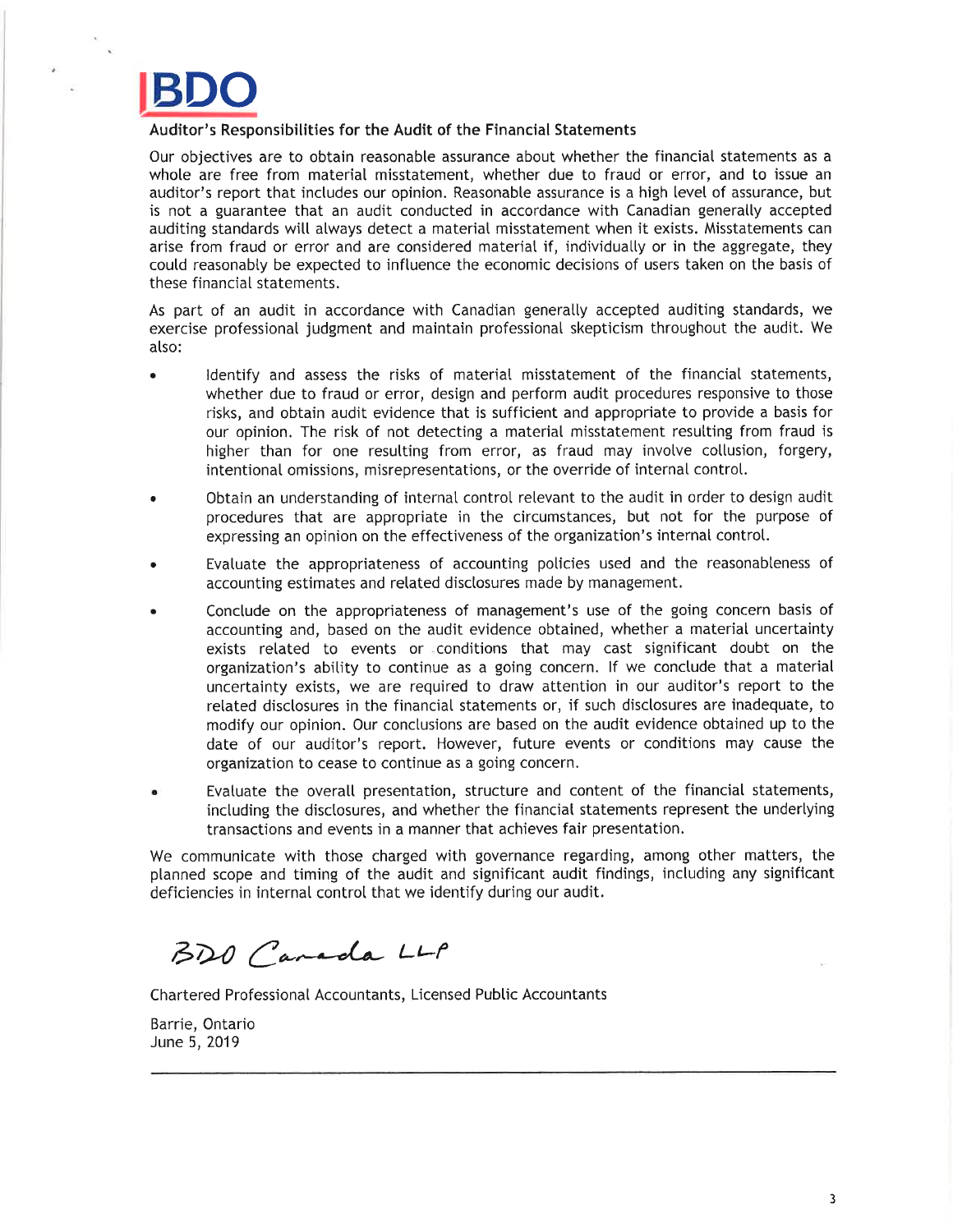BDO

### Auditor's Responsibilities for the Audit of the Financial Statements

Our objectives are to obtain reasonable assurance about whether the financial statements as a whole are free from material misstatement, whether due to fraud or error, and to issue an auditor's report that includes our opinion. Reasonable assurance is a high level of assurance, but is not a guarantee that an audit conducted in accordance with Canadian generally accepted auditing standards will always detect a material misstatement when it exists. Misstatements can arise from fraud or error and are considered material if, individually or in the aggregate, they could reasonably be expected to influence the economic decisions of users taken on the basis of these financial statements.

As part of an audit in accordance with Canadian generally accepted auditing standards, we exercise professional judgment and maintain professional skepticism throughout the audit. We also:

- Identify and assess the risks of material misstatement of the financial statements, whether due to fraud or error, design and perform audit procedures responsive to those risks, and obtain audit evidence that is sufficient and appropriate to provide a basis for our opinion. The risk of not detecting a material misstatement resulting from fraud is higher than for one resulting from error, as fraud may involve collusion, forgery, intentional omissions, misrepresentations, or the override of internal control.
- Obtain an understanding of internal control relevant to the audit in order to design audit procedures that are appropriate in the circumstances, but not for the purpose of expressing an opinion on the effectiveness of the organization's internal control.
- Evaluate the appropriateness of accounting policies used and the reasonableness of accounting estimates and related disclosures made by management.
- Conclude on the appropriateness of management's use of the going concern basis of accounting and, based on the audit evidence obtained, whether a material uncertainty exists related to events or conditions that may cast significant doubt on the organization's ability to continue as a going concern. If we conclude that a material uncertainty exists, we are required to draw attention in our auditor's report to the related disclosures in the financial statements or, if such disclosures are inadequate, to modify our opinion. Our conclusions are based on the audit evidence obtained up to the date of our auditor's report. However, future events or conditions may cause the organization to cease to continue as a going concern.
- Evaluate the overall presentation, structure and content of the financial statements, including the disclosures, and whether the financial statements represent the underlying transactions and events in a manner that achieves fair presentation.

We communicate with those charged with governance regarding, among other matters, the planned scope and timing of the audit and significant audit findings, including any significant deficiencies in internal control that we identify during our audit.

BDO Canada LLP

Chartered Professional Accountants, Licensed Public Accountants

Barrie, Ontario
June 5, 2019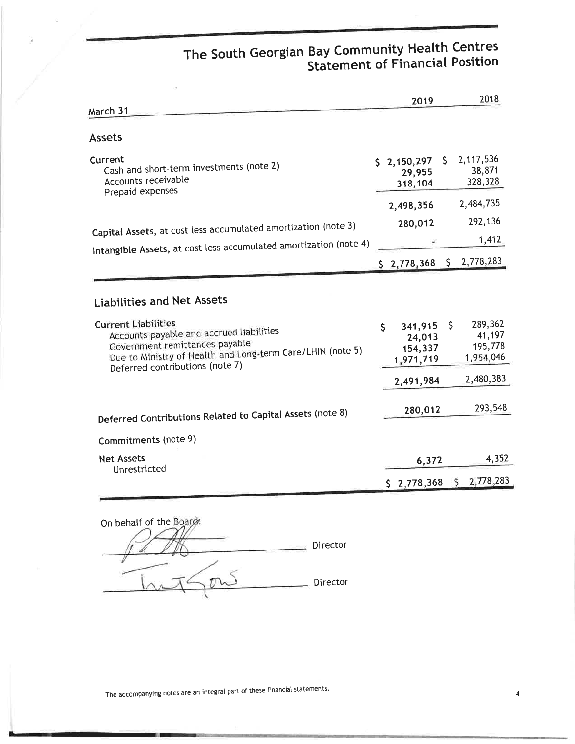# The South Georgian Bay Community Health Centres
## Statement of Financial Position

| March 31 | 2019 | 2018 |
|---|---|---|
| **Assets** | | |
| Current | | |
| Cash and short-term investments (note 2) | $ 2,150,297 | $ 2,117,536 |
| Accounts receivable | 29,955 | 38,871 |
| Prepaid expenses | 318,104 | 328,328 |
| | 2,498,356 | 2,484,735 |
| **Capital Assets**, at cost less accumulated amortization (note 3) | 280,012 | 292,136 |
| **Intangible Assets**, at cost less accumulated amortization (note 4) | - | 1,412 |
| | $ 2,778,368 | $ 2,778,283 |
| **Liabilities and Net Assets** | | |
| **Current Liabilities** | | |
| Accounts payable and accrued liabilities | $ 341,915 | $ 289,362 |
| Government remittances payable | 24,013 | 41,197 |
| Due to Ministry of Health and Long-term Care/LHIN (note 5) | 154,337 | 195,778 |
| Deferred contributions (note 7) | 1,971,719 | 1,954,046 |
| | 2,491,984 | 2,480,383 |
| **Deferred Contributions Related to Capital Assets** (note 8) | 280,012 | 293,548 |
| **Commitments** (note 9) | | |
| **Net Assets** | | |
| Unrestricted | 6,372 | 4,352 |
| | $ 2,778,368 | $ 2,778,283 |

On behalf of the Board:

_________________________ Director

_________________________ Director

The accompanying notes are an integral part of these financial statements.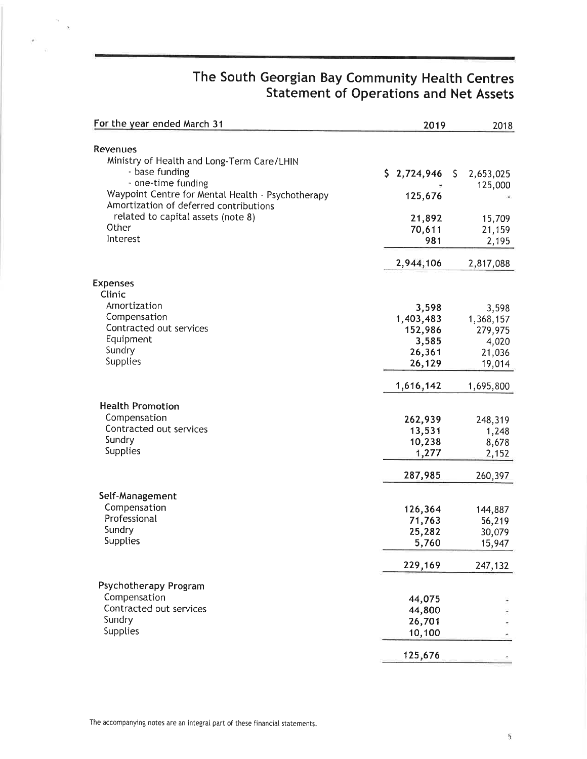# The South Georgian Bay Community Health Centres
## Statement of Operations and Net Assets

| For the year ended March 31 | 2019 | 2018 |
|---|---|---|
| **Revenues** | | |
| Ministry of Health and Long-Term Care/LHIN | | |
| - base funding | $ 2,724,946 | $ 2,653,025 |
| - one-time funding | - | 125,000 |
| Waypoint Centre for Mental Health - Psychotherapy | 125,676 | - |
| Amortization of deferred contributions related to capital assets (note 8) | 21,892 | 15,709 |
| Other | 70,611 | 21,159 |
| Interest | 981 | 2,195 |
| | 2,944,106 | 2,817,088 |
| **Expenses** | | |
| Clinic | | |
| Amortization | 3,598 | 3,598 |
| Compensation | 1,403,483 | 1,368,157 |
| Contracted out services | 152,986 | 279,975 |
| Equipment | 3,585 | 4,020 |
| Sundry | 26,361 | 21,036 |
| Supplies | 26,129 | 19,014 |
| | 1,616,142 | 1,695,800 |
| Health Promotion | | |
| Compensation | 262,939 | 248,319 |
| Contracted out services | 13,531 | 1,248 |
| Sundry | 10,238 | 8,678 |
| Supplies | 1,277 | 2,152 |
| | 287,985 | 260,397 |
| Self-Management | | |
| Compensation | 126,364 | 144,887 |
| Professional | 71,763 | 56,219 |
| Sundry | 25,282 | 30,079 |
| Supplies | 5,760 | 15,947 |
| | 229,169 | 247,132 |
| Psychotherapy Program | | |
| Compensation | 44,075 | - |
| Contracted out services | 44,800 | - |
| Sundry | 26,701 | - |
| Supplies | 10,100 | - |
| | 125,676 | - |

The accompanying notes are an integral part of these financial statements.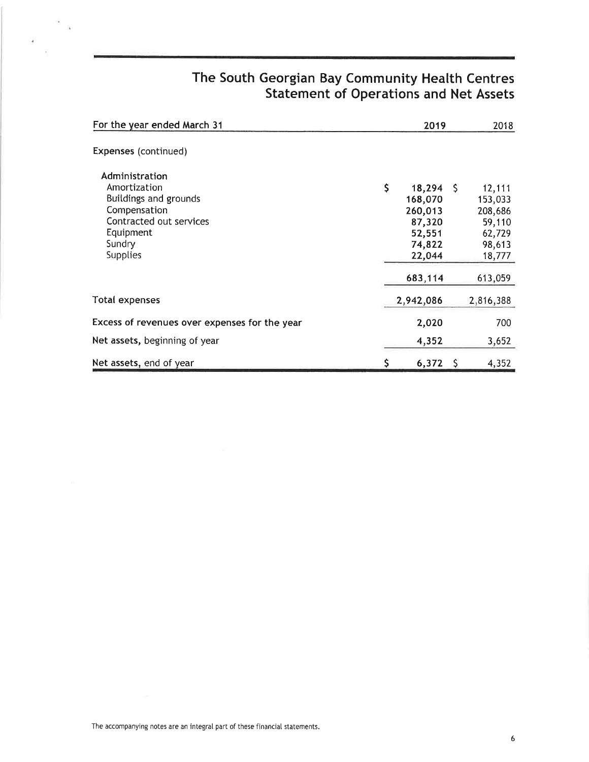# The South Georgian Bay Community Health Centres
## Statement of Operations and Net Assets

| For the year ended March 31 | 2019 | 2018 |
|---|---|---|
| **Expenses** (continued) | | |
| Administration | | |
| Amortization | $ 18,294 | $ 12,111 |
| Buildings and grounds | 168,070 | 153,033 |
| Compensation | 260,013 | 208,686 |
| Contracted out services | 87,320 | 59,110 |
| Equipment | 52,551 | 62,729 |
| Sundry | 74,822 | 98,613 |
| Supplies | 22,044 | 18,777 |
| | 683,114 | 613,059 |
| Total expenses | 2,942,086 | 2,816,388 |
| Excess of revenues over expenses for the year | 2,020 | 700 |
| **Net assets,** beginning of year | 4,352 | 3,652 |
| **Net assets,** end of year | $ 6,372 | $ 4,352 |

The accompanying notes are an integral part of these financial statements.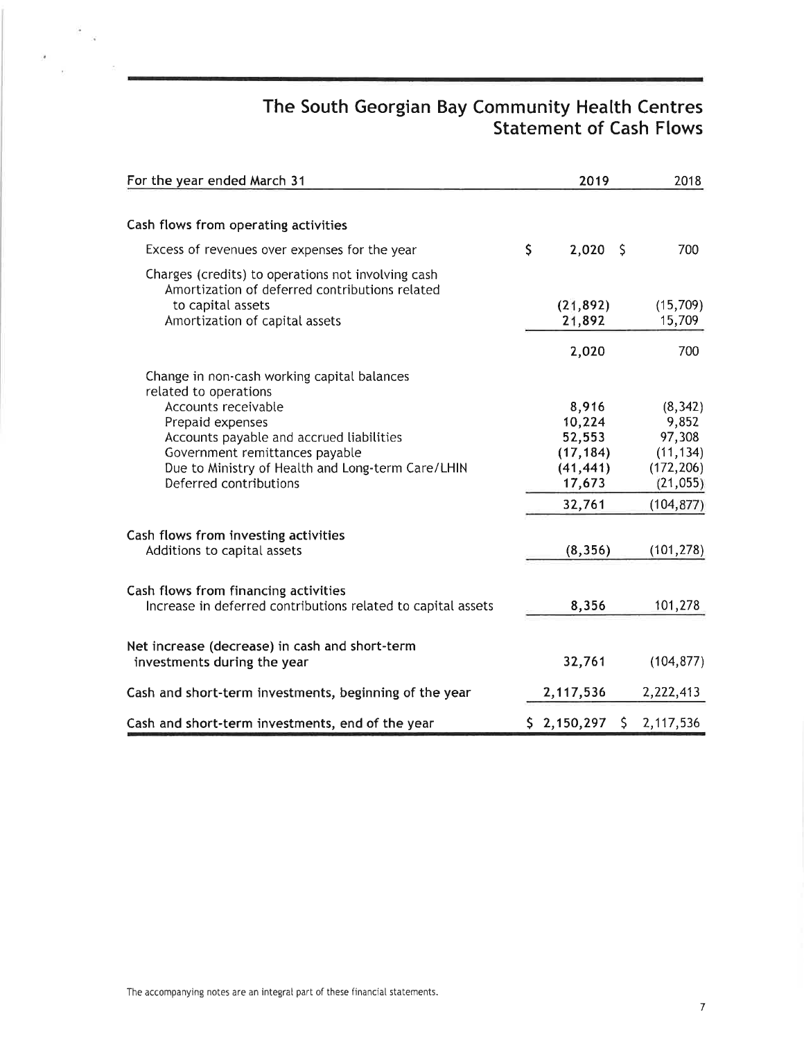# The South Georgian Bay Community Health Centres
## Statement of Cash Flows

| For the year ended March 31 | 2019 | 2018 |
|---|---|---|
| **Cash flows from operating activities** | | |
| Excess of revenues over expenses for the year | $ 2,020 | $ 700 |
| Charges (credits) to operations not involving cash | | |
| Amortization of deferred contributions related to capital assets | (21,892) | (15,709) |
| Amortization of capital assets | 21,892 | 15,709 |
| | 2,020 | 700 |
| Change in non-cash working capital balances related to operations | | |
| Accounts receivable | 8,916 | (8,342) |
| Prepaid expenses | 10,224 | 9,852 |
| Accounts payable and accrued liabilities | 52,553 | 97,308 |
| Government remittances payable | (17,184) | (11,134) |
| Due to Ministry of Health and Long-term Care/LHIN | (41,441) | (172,206) |
| Deferred contributions | 17,673 | (21,055) |
| | 32,761 | (104,877) |
| **Cash flows from investing activities** | | |
| Additions to capital assets | (8,356) | (101,278) |
| **Cash flows from financing activities** | | |
| Increase in deferred contributions related to capital assets | 8,356 | 101,278 |
| **Net increase (decrease) in cash and short-term investments during the year** | 32,761 | (104,877) |
| **Cash and short-term investments, beginning of the year** | 2,117,536 | 2,222,413 |
| **Cash and short-term investments, end of the year** | $ 2,150,297 | $ 2,117,536 |

The accompanying notes are an integral part of these financial statements.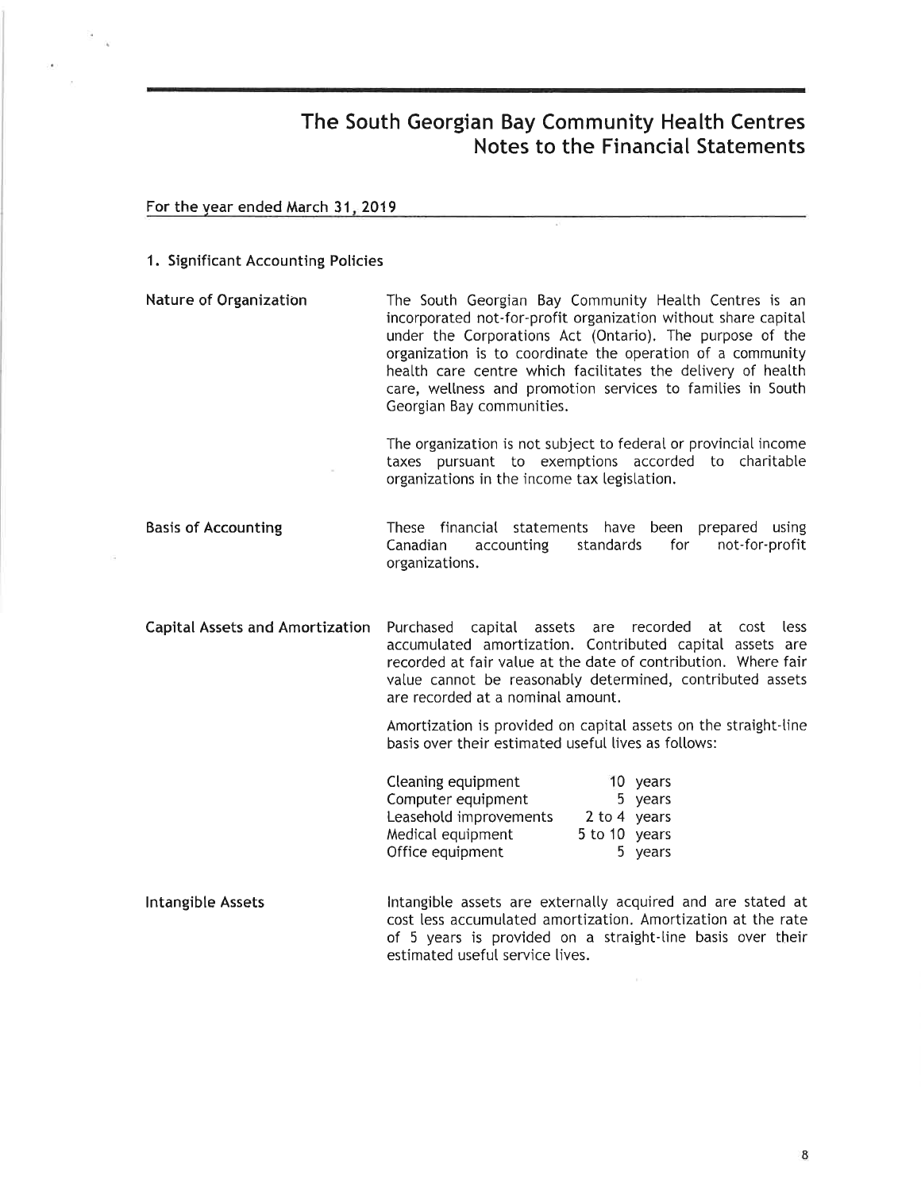# The South Georgian Bay Community Health Centres
## Notes to the Financial Statements

For the year ended March 31, 2019

### 1. Significant Accounting Policies

**Nature of Organization**

The South Georgian Bay Community Health Centres is an incorporated not-for-profit organization without share capital under the Corporations Act (Ontario). The purpose of the organization is to coordinate the operation of a community health care centre which facilitates the delivery of health care, wellness and promotion services to families in South Georgian Bay communities.

The organization is not subject to federal or provincial income taxes pursuant to exemptions accorded to charitable organizations in the income tax legislation.

**Basis of Accounting**

These financial statements have been prepared using Canadian accounting standards for not-for-profit organizations.

**Capital Assets and Amortization**

Purchased capital assets are recorded at cost less accumulated amortization. Contributed capital assets are recorded at fair value at the date of contribution. Where fair value cannot be reasonably determined, contributed assets are recorded at a nominal amount.

Amortization is provided on capital assets on the straight-line basis over their estimated useful lives as follows:

| | |
|---|---|
| Cleaning equipment | 10 years |
| Computer equipment | 5 years |
| Leasehold improvements | 2 to 4 years |
| Medical equipment | 5 to 10 years |
| Office equipment | 5 years |

**Intangible Assets**

Intangible assets are externally acquired and are stated at cost less accumulated amortization. Amortization at the rate of 5 years is provided on a straight-line basis over their estimated useful service lives.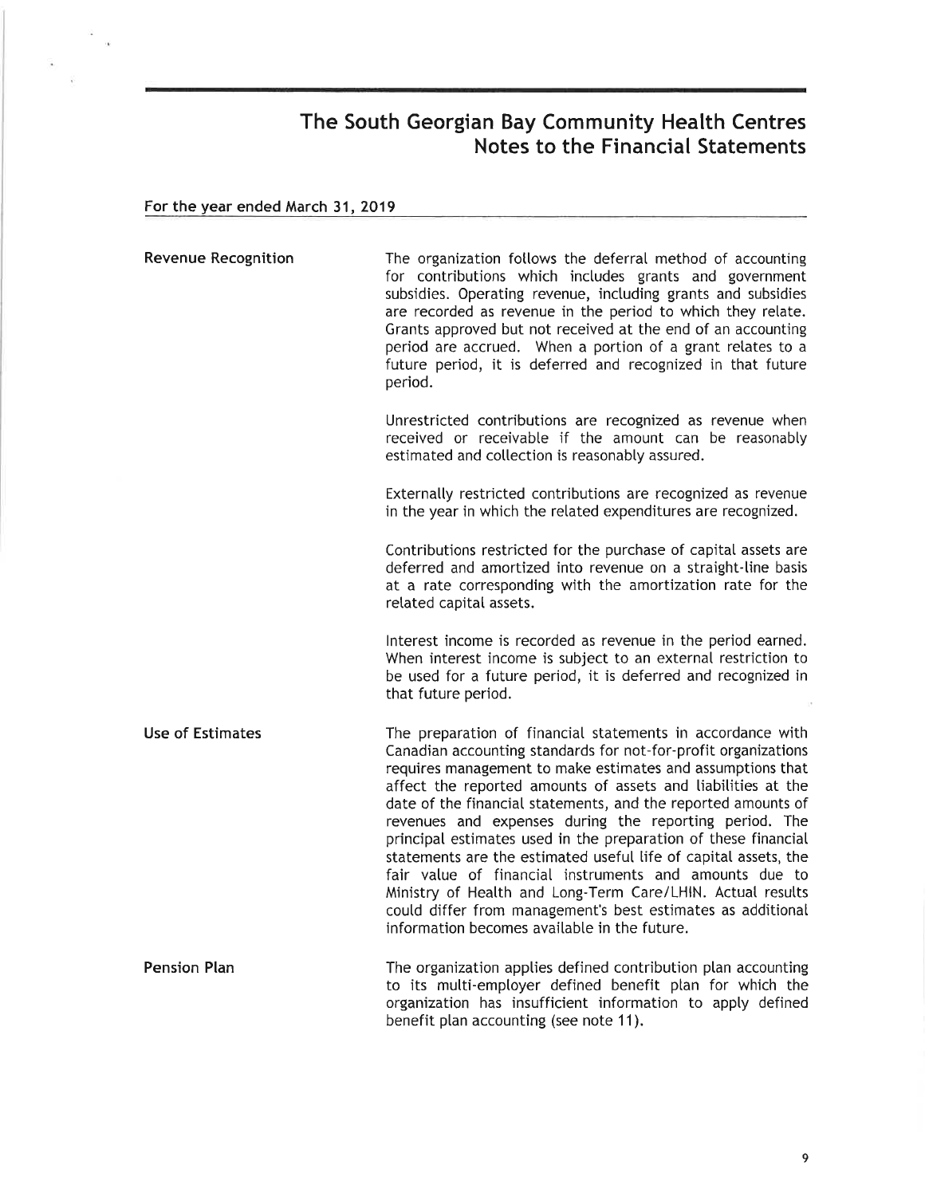# The South Georgian Bay Community Health Centres
## Notes to the Financial Statements

**For the year ended March 31, 2019**

**Revenue Recognition**

The organization follows the deferral method of accounting for contributions which includes grants and government subsidies. Operating revenue, including grants and subsidies are recorded as revenue in the period to which they relate. Grants approved but not received at the end of an accounting period are accrued. When a portion of a grant relates to a future period, it is deferred and recognized in that future period.

Unrestricted contributions are recognized as revenue when received or receivable if the amount can be reasonably estimated and collection is reasonably assured.

Externally restricted contributions are recognized as revenue in the year in which the related expenditures are recognized.

Contributions restricted for the purchase of capital assets are deferred and amortized into revenue on a straight-line basis at a rate corresponding with the amortization rate for the related capital assets.

Interest income is recorded as revenue in the period earned. When interest income is subject to an external restriction to be used for a future period, it is deferred and recognized in that future period.

**Use of Estimates**

The preparation of financial statements in accordance with Canadian accounting standards for not-for-profit organizations requires management to make estimates and assumptions that affect the reported amounts of assets and liabilities at the date of the financial statements, and the reported amounts of revenues and expenses during the reporting period. The principal estimates used in the preparation of these financial statements are the estimated useful life of capital assets, the fair value of financial instruments and amounts due to Ministry of Health and Long-Term Care/LHIN. Actual results could differ from management's best estimates as additional information becomes available in the future.

**Pension Plan**

The organization applies defined contribution plan accounting to its multi-employer defined benefit plan for which the organization has insufficient information to apply defined benefit plan accounting (see note 11).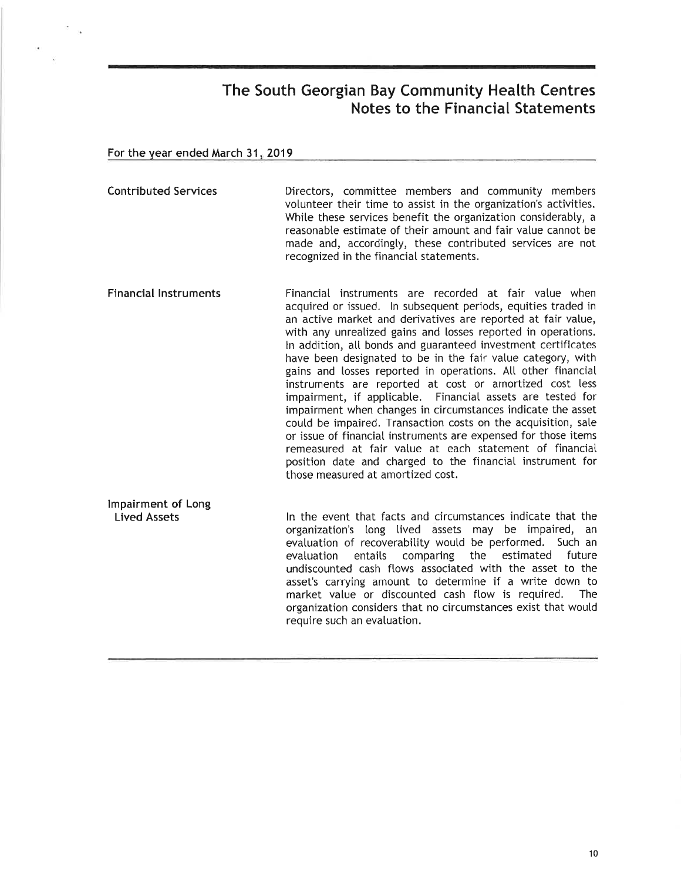# The South Georgian Bay Community Health Centres
## Notes to the Financial Statements

For the year ended March 31, 2019

**Contributed Services**

Directors, committee members and community members volunteer their time to assist in the organization's activities. While these services benefit the organization considerably, a reasonable estimate of their amount and fair value cannot be made and, accordingly, these contributed services are not recognized in the financial statements.

**Financial Instruments**

Financial instruments are recorded at fair value when acquired or issued. In subsequent periods, equities traded in an active market and derivatives are reported at fair value, with any unrealized gains and losses reported in operations. In addition, all bonds and guaranteed investment certificates have been designated to be in the fair value category, with gains and losses reported in operations. All other financial instruments are reported at cost or amortized cost less impairment, if applicable. Financial assets are tested for impairment when changes in circumstances indicate the asset could be impaired. Transaction costs on the acquisition, sale or issue of financial instruments are expensed for those items remeasured at fair value at each statement of financial position date and charged to the financial instrument for those measured at amortized cost.

**Impairment of Long Lived Assets**

In the event that facts and circumstances indicate that the organization's long lived assets may be impaired, an evaluation of recoverability would be performed. Such an evaluation entails comparing the estimated future undiscounted cash flows associated with the asset to the asset's carrying amount to determine if a write down to market value or discounted cash flow is required. The organization considers that no circumstances exist that would require such an evaluation.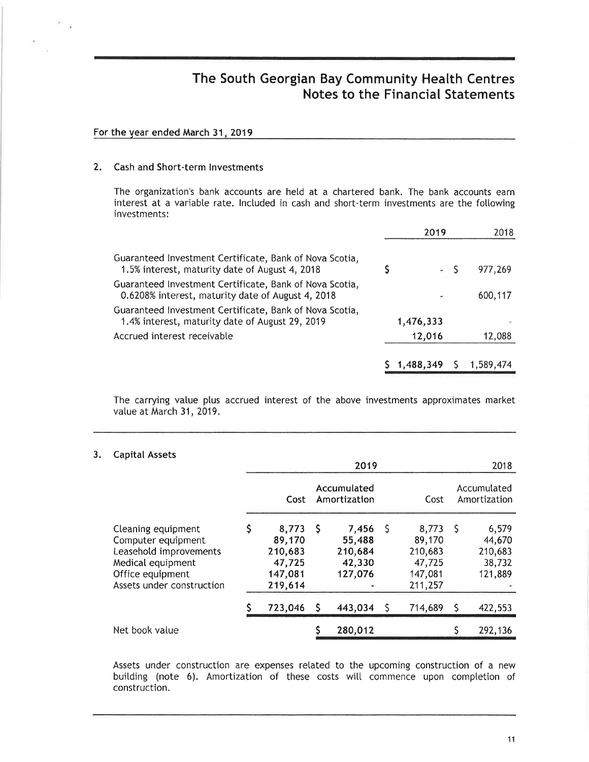# The South Georgian Bay Community Health Centres
# Notes to the Financial Statements

**For the year ended March 31, 2019**

## 2. Cash and Short-term Investments

The organization's bank accounts are held at a chartered bank. The bank accounts earn interest at a variable rate. Included in cash and short-term investments are the following investments:

| | 2019 | 2018 |
|---|---|---|
| Guaranteed Investment Certificate, Bank of Nova Scotia, 1.5% interest, maturity date of August 4, 2018 | $ - | $ 977,269 |
| Guaranteed Investment Certificate, Bank of Nova Scotia, 0.6208% interest, maturity date of August 4, 2018 | - | 600,117 |
| Guaranteed Investment Certificate, Bank of Nova Scotia, 1.4% interest, maturity date of August 29, 2019 | 1,476,333 | - |
| Accrued interest receivable | 12,016 | 12,088 |
| | $ 1,488,349 | $ 1,589,474 |

The carrying value plus accrued interest of the above investments approximates market value at March 31, 2019.

## 3. Capital Assets

| | 2019 | | 2018 | |
|---|---|---|---|---|
| | Cost | Accumulated Amortization | Cost | Accumulated Amortization |
| Cleaning equipment | $ 8,773 | $ 7,456 | $ 8,773 | $ 6,579 |
| Computer equipment | 89,170 | 55,488 | 89,170 | 44,670 |
| Leasehold improvements | 210,683 | 210,684 | 210,683 | 210,683 |
| Medical equipment | 47,725 | 42,330 | 47,725 | 38,732 |
| Office equipment | 147,081 | 127,076 | 147,081 | 121,889 |
| Assets under construction | 219,614 | - | 211,257 | - |
| | $ 723,046 | $ 443,034 | $ 714,689 | $ 422,553 |
| Net book value | | $ 280,012 | | $ 292,136 |

Assets under construction are expenses related to the upcoming construction of a new building (note 6). Amortization of these costs will commence upon completion of construction.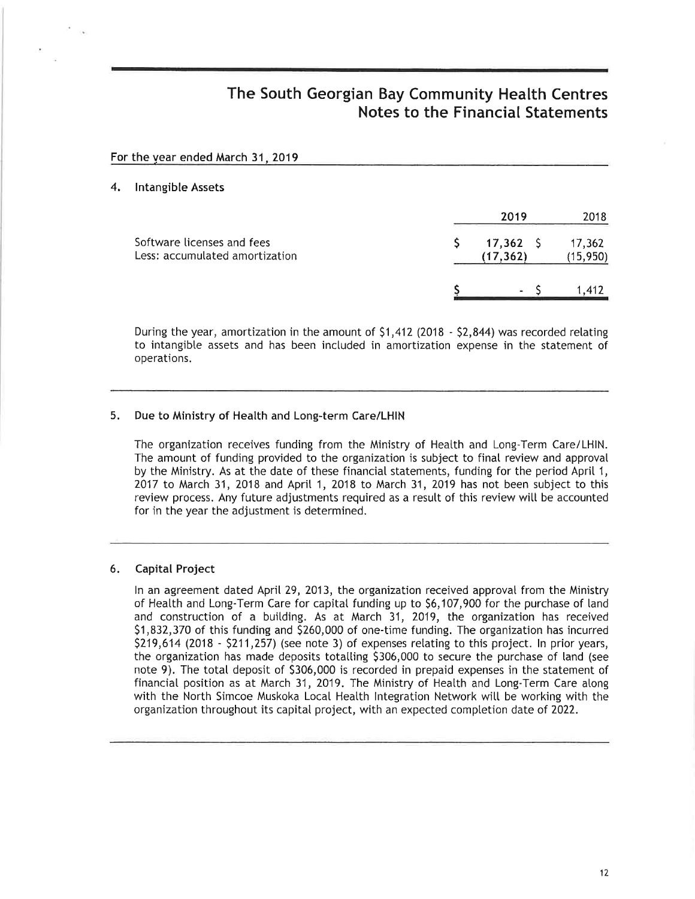# The South Georgian Bay Community Health Centres
## Notes to the Financial Statements

For the year ended March 31, 2019

### 4. Intangible Assets

| | 2019 | 2018 |
|---|---|---|
| Software licenses and fees | $ 17,362 | $ 17,362 |
| Less: accumulated amortization | (17,362) | (15,950) |
| | $ - | $ 1,412 |

During the year, amortization in the amount of $1,412 (2018 - $2,844) was recorded relating to intangible assets and has been included in amortization expense in the statement of operations.

### 5. Due to Ministry of Health and Long-term Care/LHIN

The organization receives funding from the Ministry of Health and Long-Term Care/LHIN. The amount of funding provided to the organization is subject to final review and approval by the Ministry. As at the date of these financial statements, funding for the period April 1, 2017 to March 31, 2018 and April 1, 2018 to March 31, 2019 has not been subject to this review process. Any future adjustments required as a result of this review will be accounted for in the year the adjustment is determined.

### 6. Capital Project

In an agreement dated April 29, 2013, the organization received approval from the Ministry of Health and Long-Term Care for capital funding up to $6,107,900 for the purchase of land and construction of a building. As at March 31, 2019, the organization has received $1,832,370 of this funding and $260,000 of one-time funding. The organization has incurred $219,614 (2018 - $211,257) (see note 3) of expenses relating to this project. In prior years, the organization has made deposits totalling $306,000 to secure the purchase of land (see note 9). The total deposit of $306,000 is recorded in prepaid expenses in the statement of financial position as at March 31, 2019. The Ministry of Health and Long-Term Care along with the North Simcoe Muskoka Local Health Integration Network will be working with the organization throughout its capital project, with an expected completion date of 2022.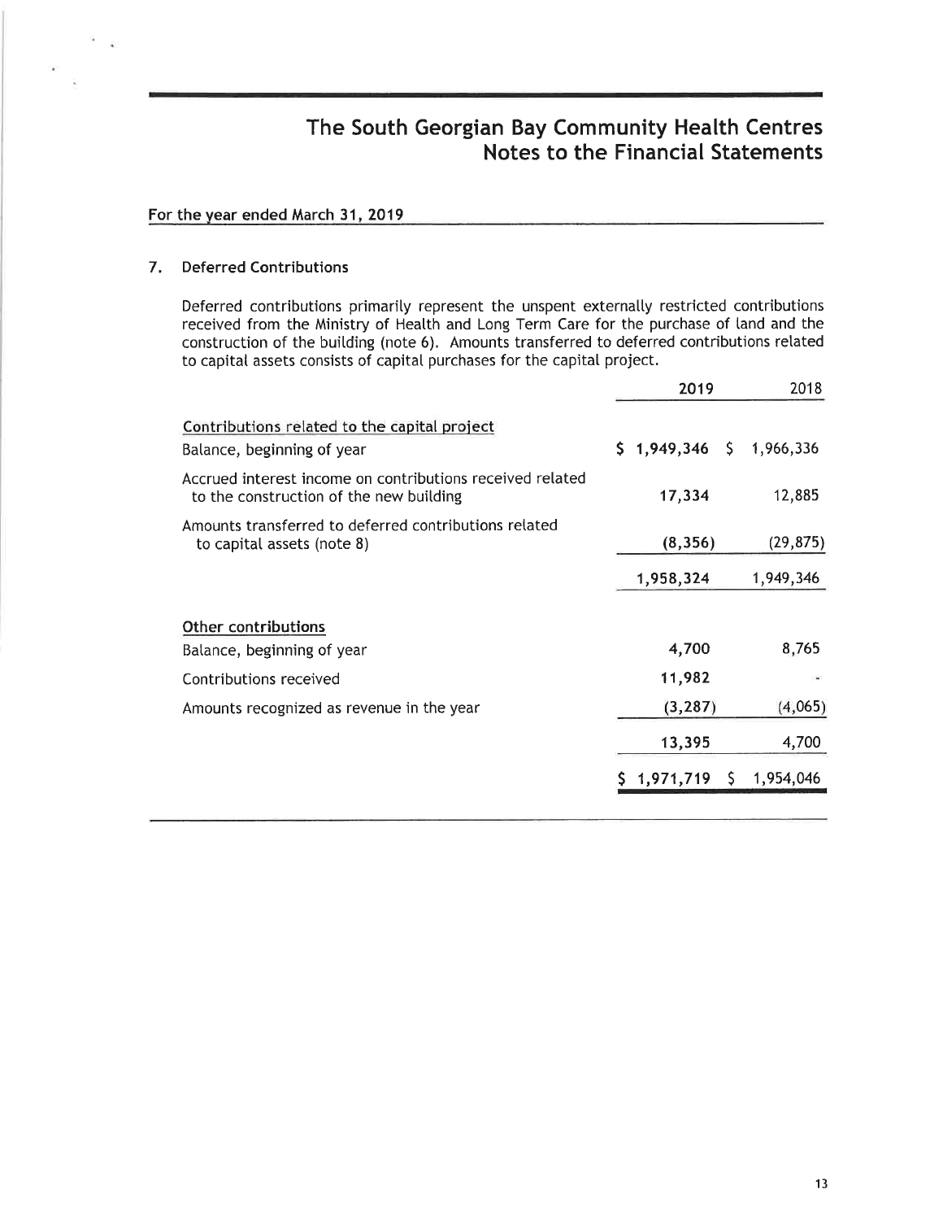# The South Georgian Bay Community Health Centres
## Notes to the Financial Statements

**For the year ended March 31, 2019**

### 7. Deferred Contributions

Deferred contributions primarily represent the unspent externally restricted contributions received from the Ministry of Health and Long Term Care for the purchase of land and the construction of the building (note 6). Amounts transferred to deferred contributions related to capital assets consists of capital purchases for the capital project.

| | 2019 | 2018 |
|---|---|---|
| Contributions related to the capital project | | |
| Balance, beginning of year | $ 1,949,346 | $ 1,966,336 |
| Accrued interest income on contributions received related to the construction of the new building | 17,334 | 12,885 |
| Amounts transferred to deferred contributions related to capital assets (note 8) | (8,356) | (29,875) |
| | 1,958,324 | 1,949,346 |
| Other contributions | | |
| Balance, beginning of year | 4,700 | 8,765 |
| Contributions received | 11,982 | - |
| Amounts recognized as revenue in the year | (3,287) | (4,065) |
| | 13,395 | 4,700 |
| | $ 1,971,719 | $ 1,954,046 |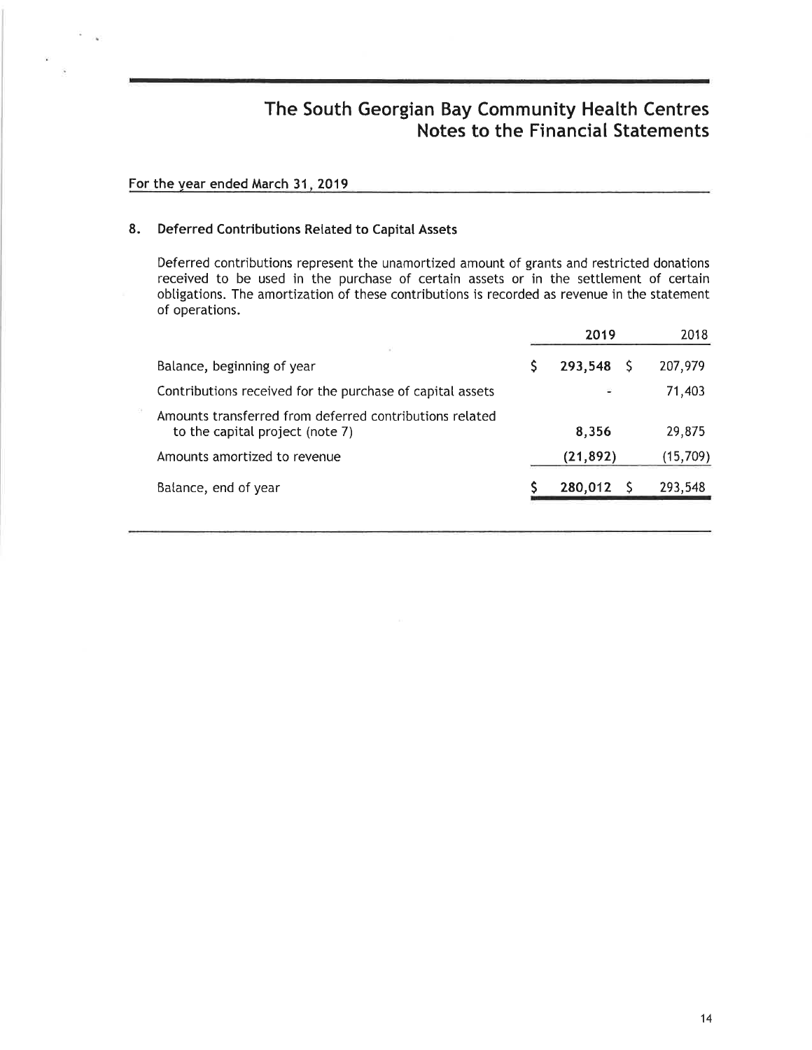# The South Georgian Bay Community Health Centres
## Notes to the Financial Statements

For the year ended March 31, 2019

### 8. Deferred Contributions Related to Capital Assets

Deferred contributions represent the unamortized amount of grants and restricted donations received to be used in the purchase of certain assets or in the settlement of certain obligations. The amortization of these contributions is recorded as revenue in the statement of operations.

| | 2019 | 2018 |
|---|---|---|
| Balance, beginning of year | $ 293,548 | $ 207,979 |
| Contributions received for the purchase of capital assets | - | 71,403 |
| Amounts transferred from deferred contributions related to the capital project (note 7) | 8,356 | 29,875 |
| Amounts amortized to revenue | (21,892) | (15,709) |
| Balance, end of year | $ 280,012 | $ 293,548 |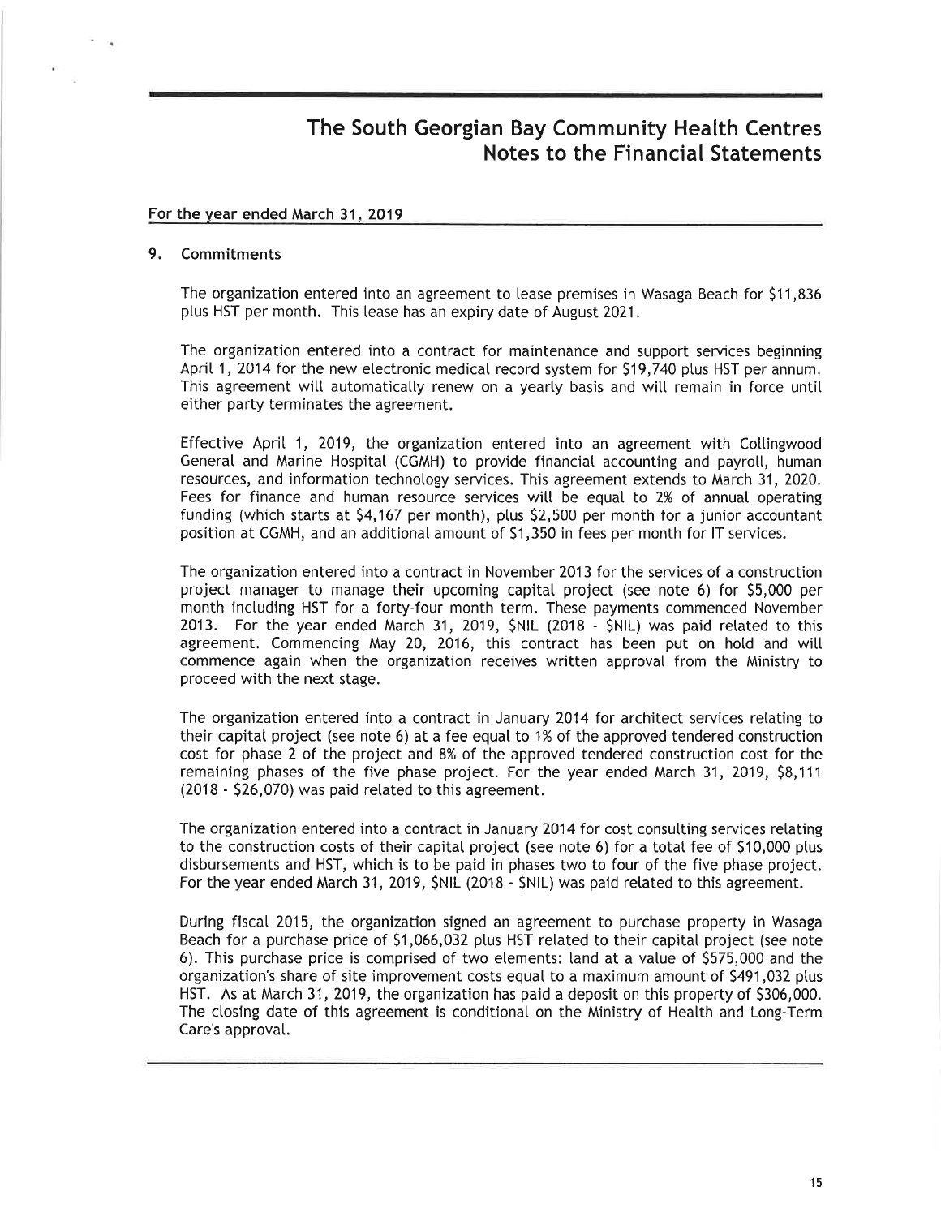# The South Georgian Bay Community Health Centres
## Notes to the Financial Statements

For the year ended March 31, 2019

### 9. Commitments

The organization entered into an agreement to lease premises in Wasaga Beach for $11,836 plus HST per month. This lease has an expiry date of August 2021.

The organization entered into a contract for maintenance and support services beginning April 1, 2014 for the new electronic medical record system for $19,740 plus HST per annum. This agreement will automatically renew on a yearly basis and will remain in force until either party terminates the agreement.

Effective April 1, 2019, the organization entered into an agreement with Collingwood General and Marine Hospital (CGMH) to provide financial accounting and payroll, human resources, and information technology services. This agreement extends to March 31, 2020. Fees for finance and human resource services will be equal to 2% of annual operating funding (which starts at $4,167 per month), plus $2,500 per month for a junior accountant position at CGMH, and an additional amount of $1,350 in fees per month for IT services.

The organization entered into a contract in November 2013 for the services of a construction project manager to manage their upcoming capital project (see note 6) for $5,000 per month including HST for a forty-four month term. These payments commenced November 2013. For the year ended March 31, 2019, $NIL (2018 - $NIL) was paid related to this agreement. Commencing May 20, 2016, this contract has been put on hold and will commence again when the organization receives written approval from the Ministry to proceed with the next stage.

The organization entered into a contract in January 2014 for architect services relating to their capital project (see note 6) at a fee equal to 1% of the approved tendered construction cost for phase 2 of the project and 8% of the approved tendered construction cost for the remaining phases of the five phase project. For the year ended March 31, 2019, $8,111 (2018 - $26,070) was paid related to this agreement.

The organization entered into a contract in January 2014 for cost consulting services relating to the construction costs of their capital project (see note 6) for a total fee of $10,000 plus disbursements and HST, which is to be paid in phases two to four of the five phase project. For the year ended March 31, 2019, $NIL (2018 - $NIL) was paid related to this agreement.

During fiscal 2015, the organization signed an agreement to purchase property in Wasaga Beach for a purchase price of $1,066,032 plus HST related to their capital project (see note 6). This purchase price is comprised of two elements: land at a value of $575,000 and the organization's share of site improvement costs equal to a maximum amount of $491,032 plus HST. As at March 31, 2019, the organization has paid a deposit on this property of $306,000. The closing date of this agreement is conditional on the Ministry of Health and Long-Term Care's approval.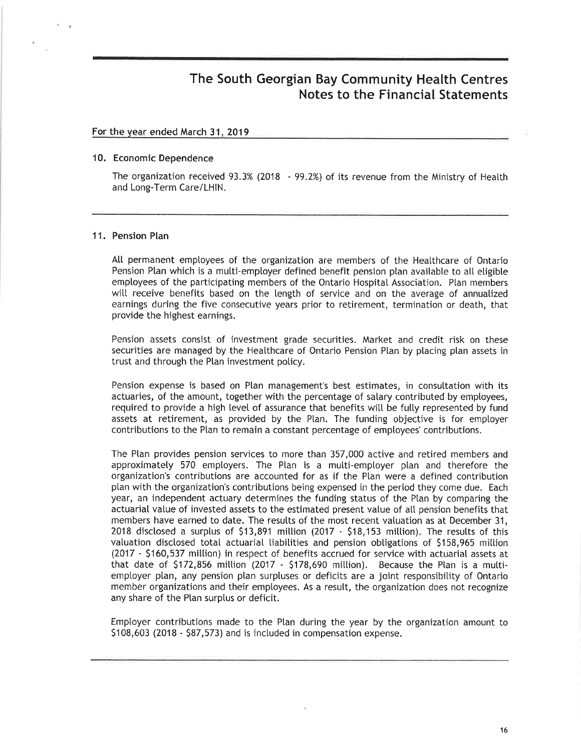# The South Georgian Bay Community Health Centres
## Notes to the Financial Statements

For the year ended March 31, 2019

### 10. Economic Dependence

The organization received 93.3% (2018 - 99.2%) of its revenue from the Ministry of Health and Long-Term Care/LHIN.

### 11. Pension Plan

All permanent employees of the organization are members of the Healthcare of Ontario Pension Plan which is a multi-employer defined benefit pension plan available to all eligible employees of the participating members of the Ontario Hospital Association. Plan members will receive benefits based on the length of service and on the average of annualized earnings during the five consecutive years prior to retirement, termination or death, that provide the highest earnings.

Pension assets consist of investment grade securities. Market and credit risk on these securities are managed by the Healthcare of Ontario Pension Plan by placing plan assets in trust and through the Plan investment policy.

Pension expense is based on Plan management's best estimates, in consultation with its actuaries, of the amount, together with the percentage of salary contributed by employees, required to provide a high level of assurance that benefits will be fully represented by fund assets at retirement, as provided by the Plan. The funding objective is for employer contributions to the Plan to remain a constant percentage of employees' contributions.

The Plan provides pension services to more than 357,000 active and retired members and approximately 570 employers. The Plan is a multi-employer plan and therefore the organization's contributions are accounted for as if the Plan were a defined contribution plan with the organization's contributions being expensed in the period they come due. Each year, an independent actuary determines the funding status of the Plan by comparing the actuarial value of invested assets to the estimated present value of all pension benefits that members have earned to date. The results of the most recent valuation as at December 31, 2018 disclosed a surplus of $13,891 million (2017 - $18,153 million). The results of this valuation disclosed total actuarial liabilities and pension obligations of $158,965 million (2017 - $160,537 million) in respect of benefits accrued for service with actuarial assets at that date of $172,856 million (2017 - $178,690 million). Because the Plan is a multi-employer plan, any pension plan surpluses or deficits are a joint responsibility of Ontario member organizations and their employees. As a result, the organization does not recognize any share of the Plan surplus or deficit.

Employer contributions made to the Plan during the year by the organization amount to $108,603 (2018 - $87,573) and is included in compensation expense.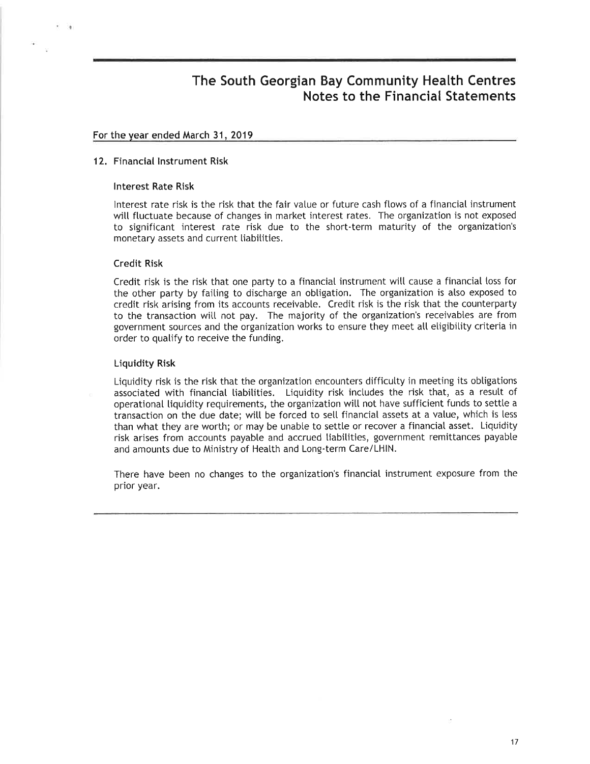# The South Georgian Bay Community Health Centres
## Notes to the Financial Statements

For the year ended March 31, 2019

### 12. Financial Instrument Risk

#### Interest Rate Risk

Interest rate risk is the risk that the fair value or future cash flows of a financial instrument will fluctuate because of changes in market interest rates. The organization is not exposed to significant interest rate risk due to the short-term maturity of the organization's monetary assets and current liabilities.

#### Credit Risk

Credit risk is the risk that one party to a financial instrument will cause a financial loss for the other party by failing to discharge an obligation. The organization is also exposed to credit risk arising from its accounts receivable. Credit risk is the risk that the counterparty to the transaction will not pay. The majority of the organization's receivables are from government sources and the organization works to ensure they meet all eligibility criteria in order to qualify to receive the funding.

#### Liquidity Risk

Liquidity risk is the risk that the organization encounters difficulty in meeting its obligations associated with financial liabilities. Liquidity risk includes the risk that, as a result of operational liquidity requirements, the organization will not have sufficient funds to settle a transaction on the due date; will be forced to sell financial assets at a value, which is less than what they are worth; or may be unable to settle or recover a financial asset. Liquidity risk arises from accounts payable and accrued liabilities, government remittances payable and amounts due to Ministry of Health and Long-term Care/LHIN.

There have been no changes to the organization's financial instrument exposure from the prior year.